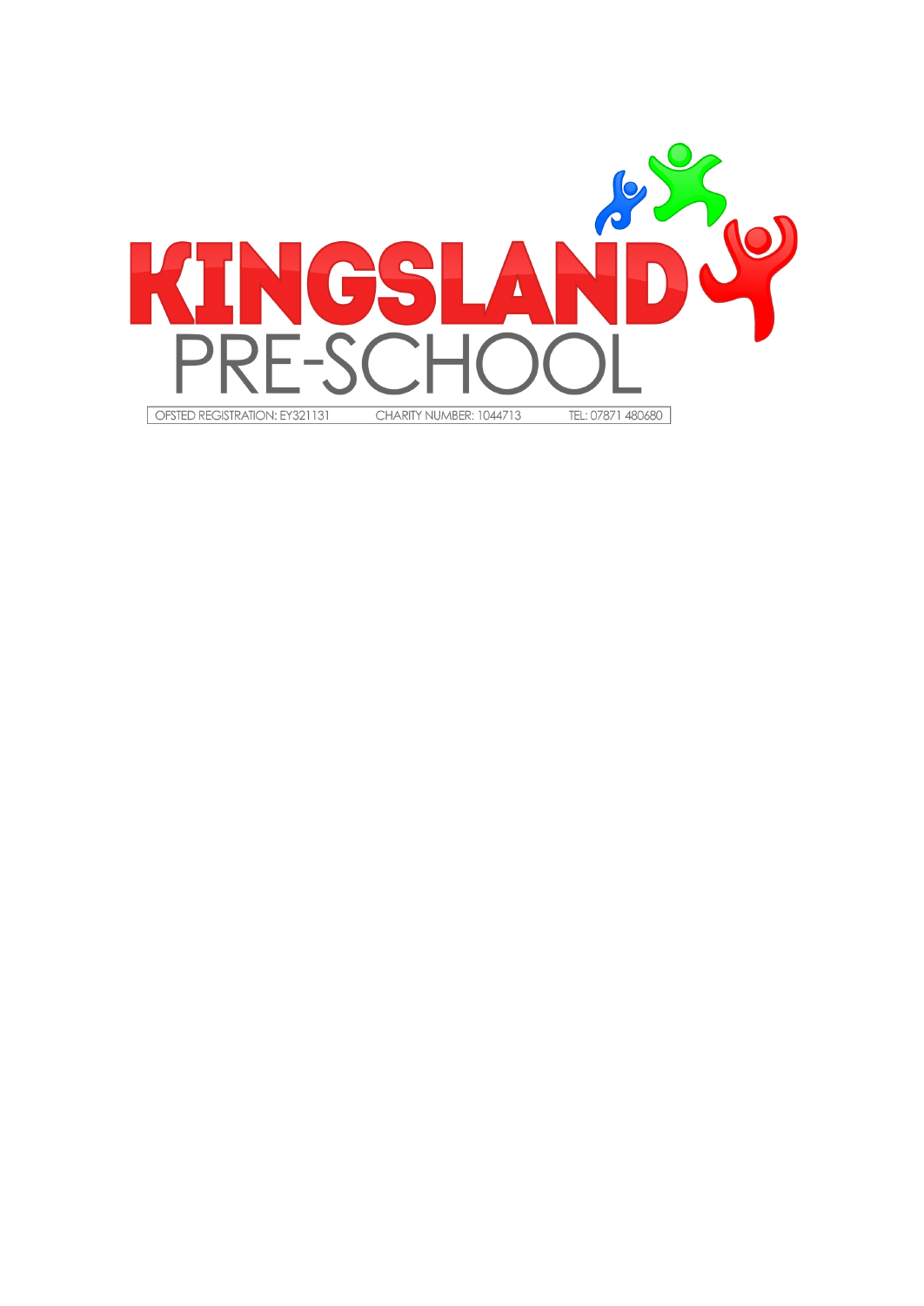# KINGSLAND

## PRE-SCHOOL

OFSTED REGISTRATION: EY321131 | CHARITY NUMBER: 1044713 | TEL: 07871 480680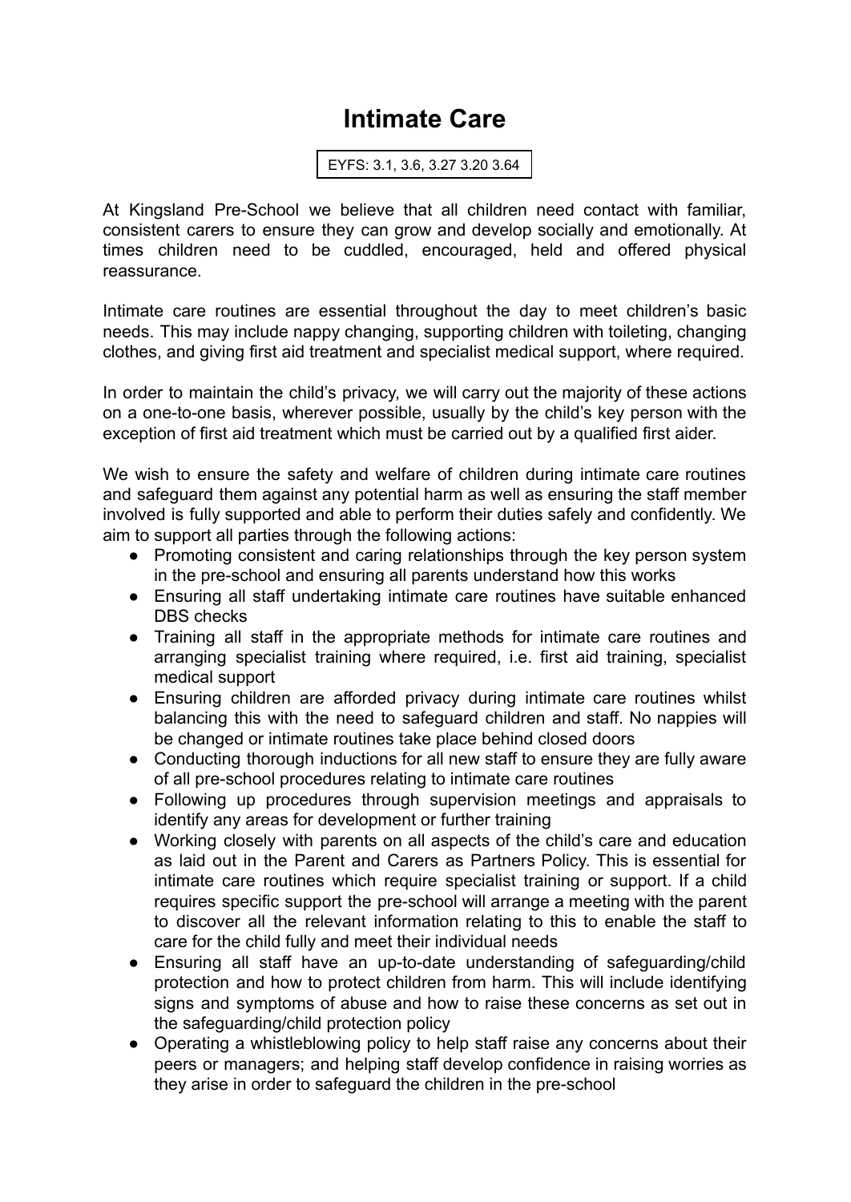# Intimate Care

EYFS: 3.1, 3.6, 3.27 3.20 3.64

At Kingsland Pre-School we believe that all children need contact with familiar, consistent carers to ensure they can grow and develop socially and emotionally. At times children need to be cuddled, encouraged, held and offered physical reassurance.

Intimate care routines are essential throughout the day to meet children's basic needs. This may include nappy changing, supporting children with toileting, changing clothes, and giving first aid treatment and specialist medical support, where required.

In order to maintain the child's privacy, we will carry out the majority of these actions on a one-to-one basis, wherever possible, usually by the child's key person with the exception of first aid treatment which must be carried out by a qualified first aider.

We wish to ensure the safety and welfare of children during intimate care routines and safeguard them against any potential harm as well as ensuring the staff member involved is fully supported and able to perform their duties safely and confidently. We aim to support all parties through the following actions:

- Promoting consistent and caring relationships through the key person system in the pre-school and ensuring all parents understand how this works
- Ensuring all staff undertaking intimate care routines have suitable enhanced DBS checks
- Training all staff in the appropriate methods for intimate care routines and arranging specialist training where required, i.e. first aid training, specialist medical support
- Ensuring children are afforded privacy during intimate care routines whilst balancing this with the need to safeguard children and staff. No nappies will be changed or intimate routines take place behind closed doors
- Conducting thorough inductions for all new staff to ensure they are fully aware of all pre-school procedures relating to intimate care routines
- Following up procedures through supervision meetings and appraisals to identify any areas for development or further training
- Working closely with parents on all aspects of the child's care and education as laid out in the Parent and Carers as Partners Policy. This is essential for intimate care routines which require specialist training or support. If a child requires specific support the pre-school will arrange a meeting with the parent to discover all the relevant information relating to this to enable the staff to care for the child fully and meet their individual needs
- Ensuring all staff have an up-to-date understanding of safeguarding/child protection and how to protect children from harm. This will include identifying signs and symptoms of abuse and how to raise these concerns as set out in the safeguarding/child protection policy
- Operating a whistleblowing policy to help staff raise any concerns about their peers or managers; and helping staff develop confidence in raising worries as they arise in order to safeguard the children in the pre-school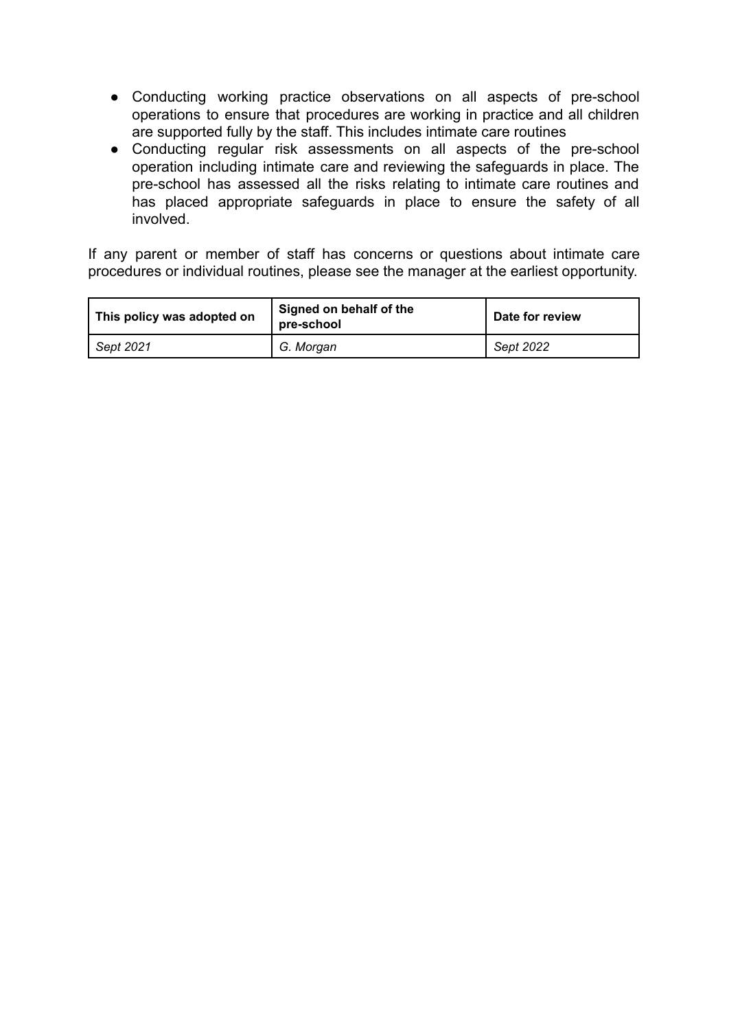- Conducting working practice observations on all aspects of pre-school operations to ensure that procedures are working in practice and all children are supported fully by the staff. This includes intimate care routines
- Conducting regular risk assessments on all aspects of the pre-school operation including intimate care and reviewing the safeguards in place. The pre-school has assessed all the risks relating to intimate care routines and has placed appropriate safeguards in place to ensure the safety of all involved.

If any parent or member of staff has concerns or questions about intimate care procedures or individual routines, please see the manager at the earliest opportunity.

| **This policy was adopted on** | **Signed on behalf of the pre-school** | **Date for review** |
|---|---|---|
| *Sept 2021* | *G. Morgan* | *Sept 2022* |